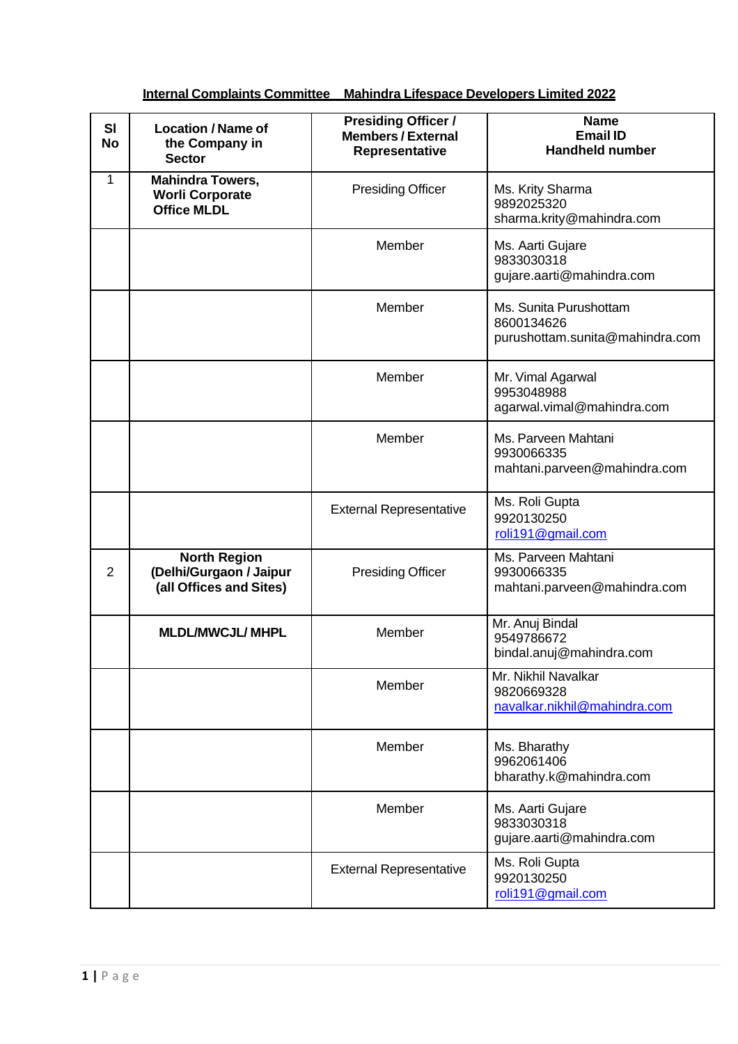**Internal Complaints Committee   Mahindra Lifespace Developers Limited 2022**

| Sl No | Location / Name of the Company in Sector | Presiding Officer / Members / External Representative | Name<br>Email ID<br>Handheld number |
|---|---|---|---|
| 1 | **Mahindra Towers, Worli Corporate Office MLDL** | Presiding Officer | Ms. Krity Sharma<br>9892025320<br>sharma.krity@mahindra.com |
| | | Member | Ms. Aarti Gujare<br>9833030318<br>gujare.aarti@mahindra.com |
| | | Member | Ms. Sunita Purushottam<br>8600134626<br>purushottam.sunita@mahindra.com |
| | | Member | Mr. Vimal Agarwal<br>9953048988<br>agarwal.vimal@mahindra.com |
| | | Member | Ms. Parveen Mahtani<br>9930066335<br>mahtani.parveen@mahindra.com |
| | | External Representative | Ms. Roli Gupta<br>9920130250<br>roli191@gmail.com |
| 2 | **North Region (Delhi/Gurgaon / Jaipur (all Offices and Sites)** | Presiding Officer | Ms. Parveen Mahtani<br>9930066335<br>mahtani.parveen@mahindra.com |
| | **MLDL/MWCJL/ MHPL** | Member | Mr. Anuj Bindal<br>9549786672<br>bindal.anuj@mahindra.com |
| | | Member | Mr. Nikhil Navalkar<br>9820669328<br>navalkar.nikhil@mahindra.com |
| | | Member | Ms. Bharathy<br>9962061406<br>bharathy.k@mahindra.com |
| | | Member | Ms. Aarti Gujare<br>9833030318<br>gujare.aarti@mahindra.com |
| | | External Representative | Ms. Roli Gupta<br>9920130250<br>roli191@gmail.com |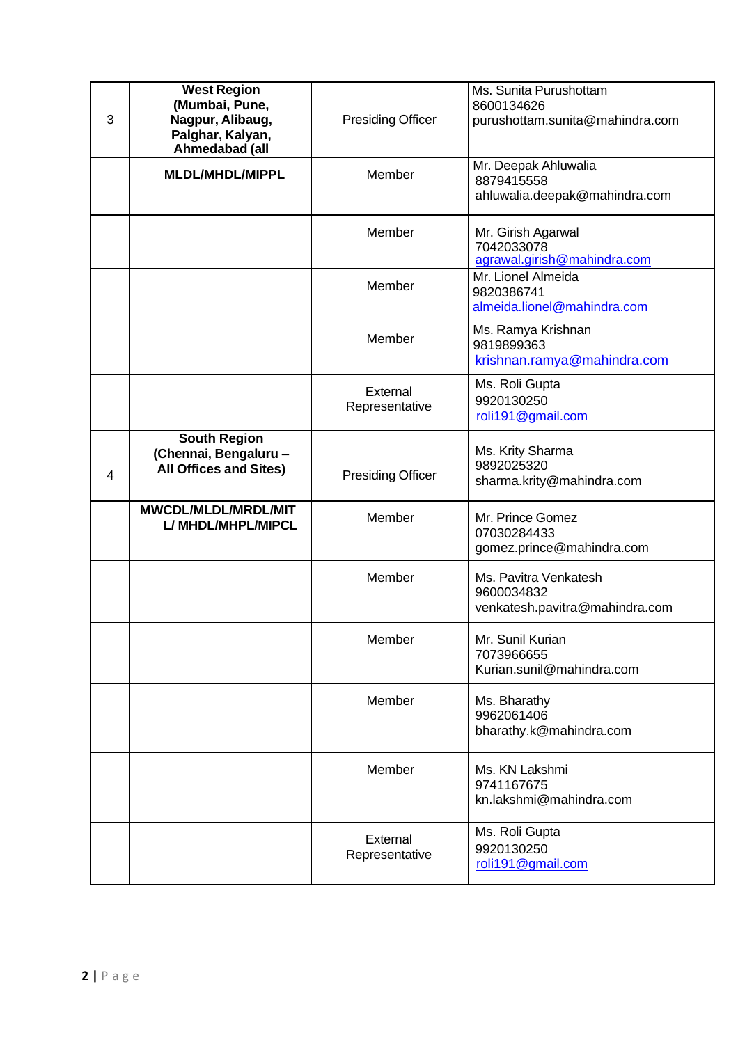| | | | |
|---|---|---|---|
| 3 | **West Region (Mumbai, Pune, Nagpur, Alibaug, Palghar, Kalyan, Ahmedabad (all** | Presiding Officer | Ms. Sunita Purushottam<br>8600134626<br>purushottam.sunita@mahindra.com |
| | **MLDL/MHDL/MIPPL** | Member | Mr. Deepak Ahluwalia<br>8879415558<br>ahluwalia.deepak@mahindra.com |
| | | Member | Mr. Girish Agarwal<br>7042033078<br>agrawal.girish@mahindra.com |
| | | Member | Mr. Lionel Almeida<br>9820386741<br>almeida.lionel@mahindra.com |
| | | Member | Ms. Ramya Krishnan<br>9819899363<br>krishnan.ramya@mahindra.com |
| | | External Representative | Ms. Roli Gupta<br>9920130250<br>roli191@gmail.com |
| 4 | **South Region (Chennai, Bengaluru – All Offices and Sites)** | Presiding Officer | Ms. Krity Sharma<br>9892025320<br>sharma.krity@mahindra.com |
| | **MWCDL/MLDL/MRDL/MITL/ MHDL/MHPL/MIPCL** | Member | Mr. Prince Gomez<br>07030284433<br>gomez.prince@mahindra.com |
| | | Member | Ms. Pavitra Venkatesh<br>9600034832<br>venkatesh.pavitra@mahindra.com |
| | | Member | Mr. Sunil Kurian<br>7073966655<br>Kurian.sunil@mahindra.com |
| | | Member | Ms. Bharathy<br>9962061406<br>bharathy.k@mahindra.com |
| | | Member | Ms. KN Lakshmi<br>9741167675<br>kn.lakshmi@mahindra.com |
| | | External Representative | Ms. Roli Gupta<br>9920130250<br>roli191@gmail.com |